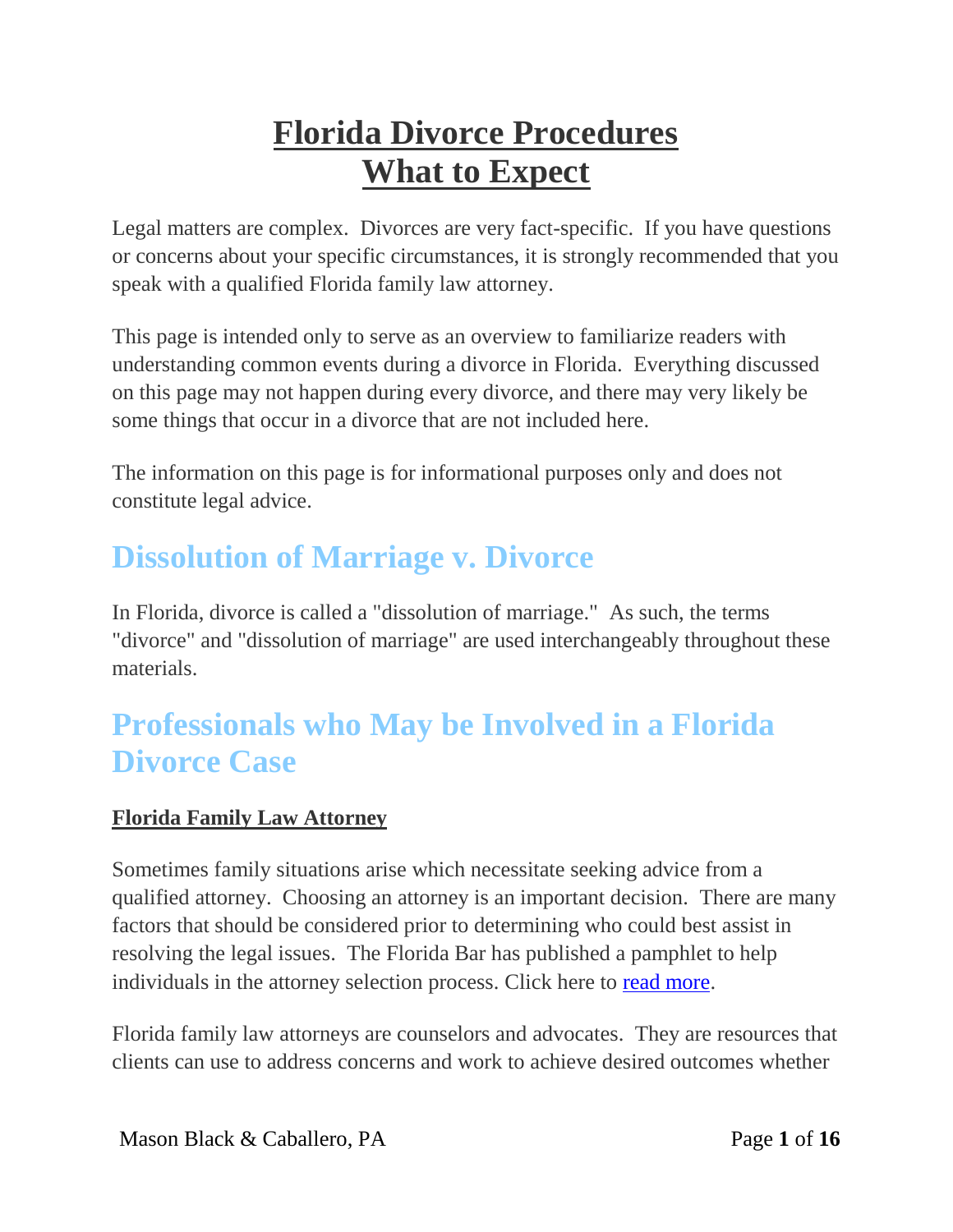# Florida Divorce Procedures
# What to Expect

Legal matters are complex. Divorces are very fact-specific. If you have questions or concerns about your specific circumstances, it is strongly recommended that you speak with a qualified Florida family law attorney.

This page is intended only to serve as an overview to familiarize readers with understanding common events during a divorce in Florida. Everything discussed on this page may not happen during every divorce, and there may very likely be some things that occur in a divorce that are not included here.

The information on this page is for informational purposes only and does not constitute legal advice.

## Dissolution of Marriage v. Divorce

In Florida, divorce is called a "dissolution of marriage." As such, the terms "divorce" and "dissolution of marriage" are used interchangeably throughout these materials.

## Professionals who May be Involved in a Florida Divorce Case

### Florida Family Law Attorney

Sometimes family situations arise which necessitate seeking advice from a qualified attorney. Choosing an attorney is an important decision. There are many factors that should be considered prior to determining who could best assist in resolving the legal issues. The Florida Bar has published a pamphlet to help individuals in the attorney selection process. Click here to read more.

Florida family law attorneys are counselors and advocates. They are resources that clients can use to address concerns and work to achieve desired outcomes whether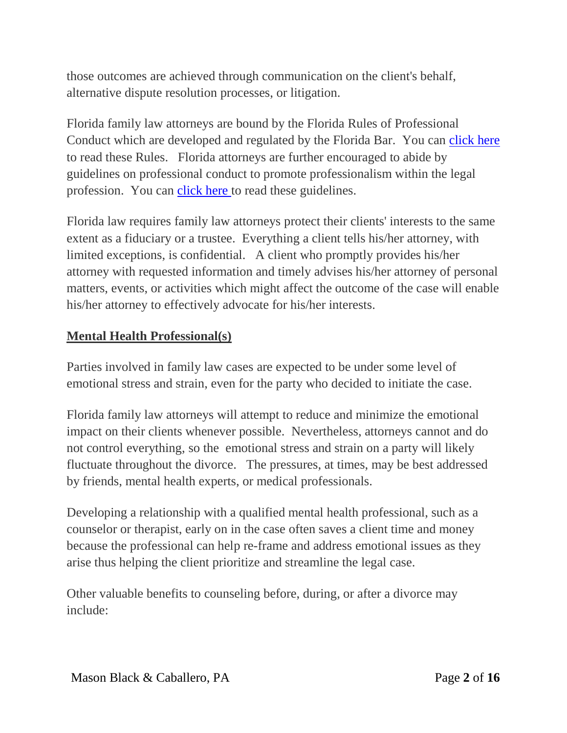those outcomes are achieved through communication on the client's behalf, alternative dispute resolution processes, or litigation.

Florida family law attorneys are bound by the Florida Rules of Professional Conduct which are developed and regulated by the Florida Bar. You can click here to read these Rules. Florida attorneys are further encouraged to abide by guidelines on professional conduct to promote professionalism within the legal profession. You can click here to read these guidelines.

Florida law requires family law attorneys protect their clients' interests to the same extent as a fiduciary or a trustee. Everything a client tells his/her attorney, with limited exceptions, is confidential. A client who promptly provides his/her attorney with requested information and timely advises his/her attorney of personal matters, events, or activities which might affect the outcome of the case will enable his/her attorney to effectively advocate for his/her interests.

## Mental Health Professional(s)

Parties involved in family law cases are expected to be under some level of emotional stress and strain, even for the party who decided to initiate the case.

Florida family law attorneys will attempt to reduce and minimize the emotional impact on their clients whenever possible. Nevertheless, attorneys cannot and do not control everything, so the emotional stress and strain on a party will likely fluctuate throughout the divorce. The pressures, at times, may be best addressed by friends, mental health experts, or medical professionals.

Developing a relationship with a qualified mental health professional, such as a counselor or therapist, early on in the case often saves a client time and money because the professional can help re-frame and address emotional issues as they arise thus helping the client prioritize and streamline the legal case.

Other valuable benefits to counseling before, during, or after a divorce may include: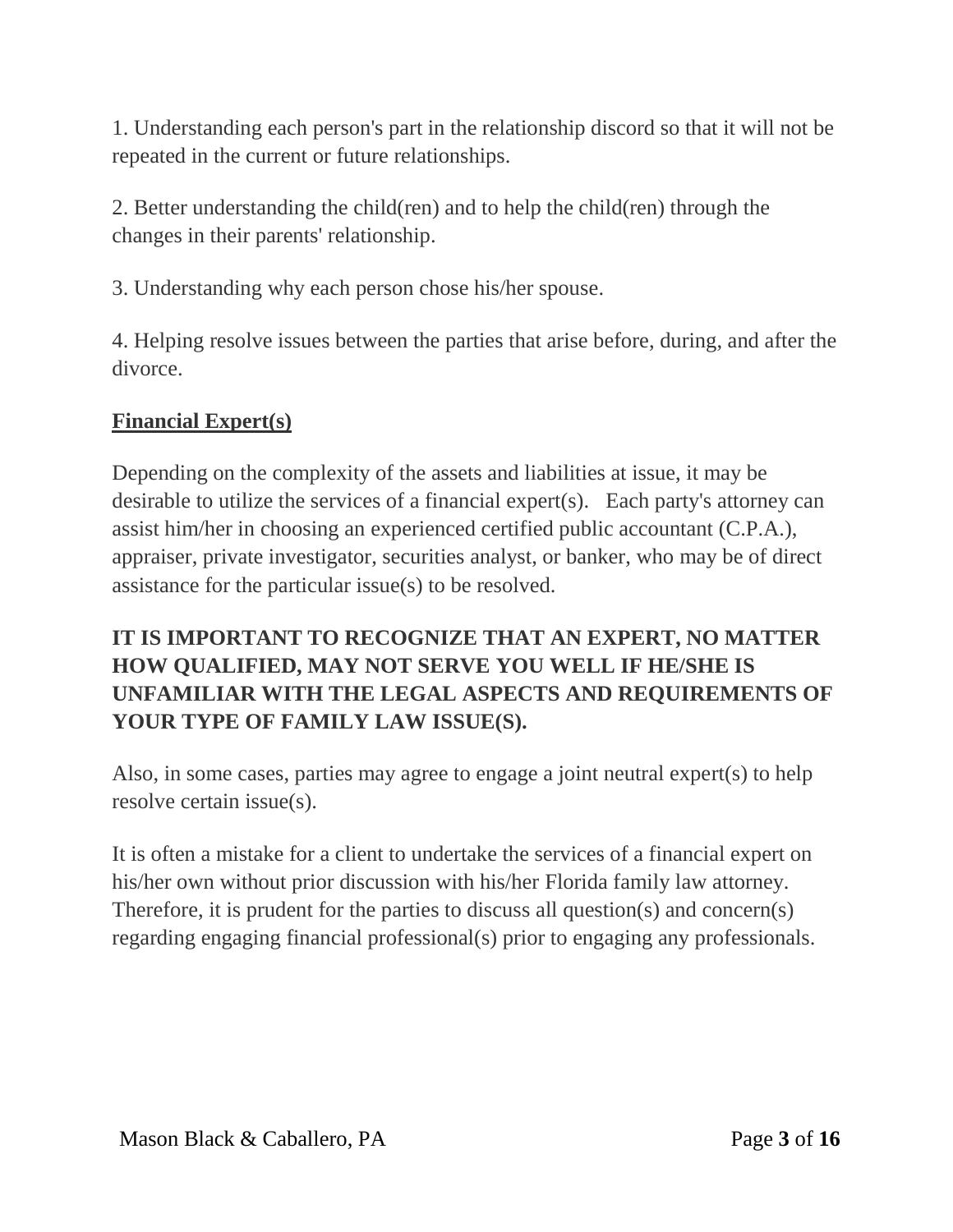1. Understanding each person's part in the relationship discord so that it will not be repeated in the current or future relationships.

2. Better understanding the child(ren) and to help the child(ren) through the changes in their parents' relationship.

3. Understanding why each person chose his/her spouse.

4. Helping resolve issues between the parties that arise before, during, and after the divorce.

**Financial Expert(s)**

Depending on the complexity of the assets and liabilities at issue, it may be desirable to utilize the services of a financial expert(s). Each party's attorney can assist him/her in choosing an experienced certified public accountant (C.P.A.), appraiser, private investigator, securities analyst, or banker, who may be of direct assistance for the particular issue(s) to be resolved.

**IT IS IMPORTANT TO RECOGNIZE THAT AN EXPERT, NO MATTER HOW QUALIFIED, MAY NOT SERVE YOU WELL IF HE/SHE IS UNFAMILIAR WITH THE LEGAL ASPECTS AND REQUIREMENTS OF YOUR TYPE OF FAMILY LAW ISSUE(S).**

Also, in some cases, parties may agree to engage a joint neutral expert(s) to help resolve certain issue(s).

It is often a mistake for a client to undertake the services of a financial expert on his/her own without prior discussion with his/her Florida family law attorney. Therefore, it is prudent for the parties to discuss all question(s) and concern(s) regarding engaging financial professional(s) prior to engaging any professionals.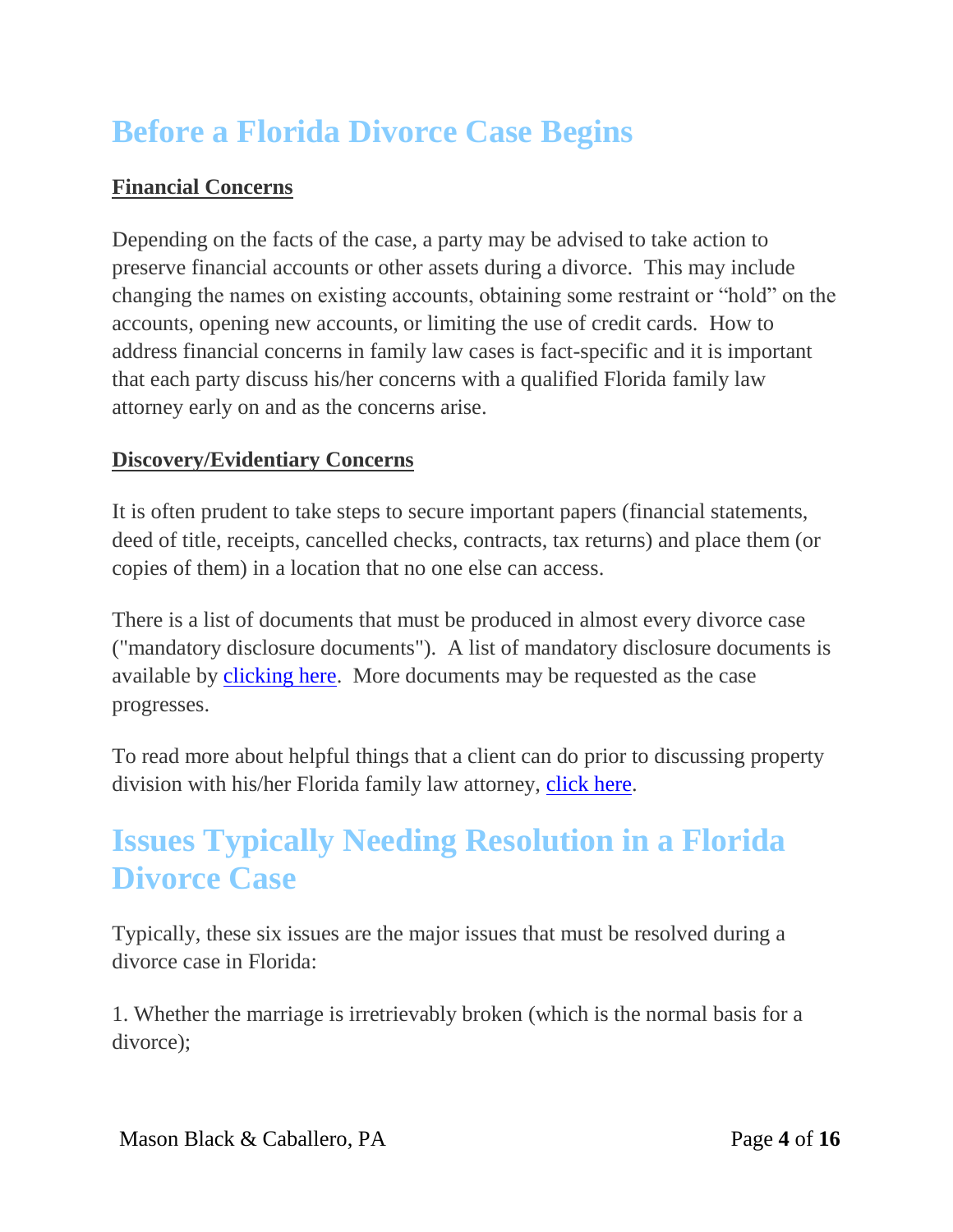# Before a Florida Divorce Case Begins

**Financial Concerns**

Depending on the facts of the case, a party may be advised to take action to preserve financial accounts or other assets during a divorce. This may include changing the names on existing accounts, obtaining some restraint or "hold" on the accounts, opening new accounts, or limiting the use of credit cards. How to address financial concerns in family law cases is fact-specific and it is important that each party discuss his/her concerns with a qualified Florida family law attorney early on and as the concerns arise.

**Discovery/Evidentiary Concerns**

It is often prudent to take steps to secure important papers (financial statements, deed of title, receipts, cancelled checks, contracts, tax returns) and place them (or copies of them) in a location that no one else can access.

There is a list of documents that must be produced in almost every divorce case ("mandatory disclosure documents"). A list of mandatory disclosure documents is available by clicking here. More documents may be requested as the case progresses.

To read more about helpful things that a client can do prior to discussing property division with his/her Florida family law attorney, click here.

# Issues Typically Needing Resolution in a Florida Divorce Case

Typically, these six issues are the major issues that must be resolved during a divorce case in Florida:

1. Whether the marriage is irretrievably broken (which is the normal basis for a divorce);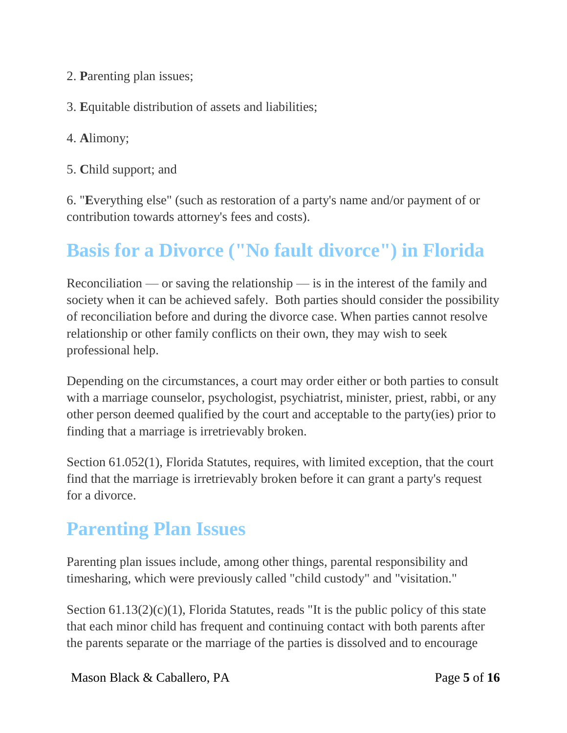2. **P**arenting plan issues;

3. **E**quitable distribution of assets and liabilities;

4. **A**limony;

5. **C**hild support; and

6. "**E**verything else" (such as restoration of a party's name and/or payment of or contribution towards attorney's fees and costs).

## Basis for a Divorce ("No fault divorce") in Florida

Reconciliation — or saving the relationship — is in the interest of the family and society when it can be achieved safely. Both parties should consider the possibility of reconciliation before and during the divorce case. When parties cannot resolve relationship or other family conflicts on their own, they may wish to seek professional help.

Depending on the circumstances, a court may order either or both parties to consult with a marriage counselor, psychologist, psychiatrist, minister, priest, rabbi, or any other person deemed qualified by the court and acceptable to the party(ies) prior to finding that a marriage is irretrievably broken.

Section 61.052(1), Florida Statutes, requires, with limited exception, that the court find that the marriage is irretrievably broken before it can grant a party's request for a divorce.

## Parenting Plan Issues

Parenting plan issues include, among other things, parental responsibility and timesharing, which were previously called "child custody" and "visitation."

Section 61.13(2)(c)(1), Florida Statutes, reads "It is the public policy of this state that each minor child has frequent and continuing contact with both parents after the parents separate or the marriage of the parties is dissolved and to encourage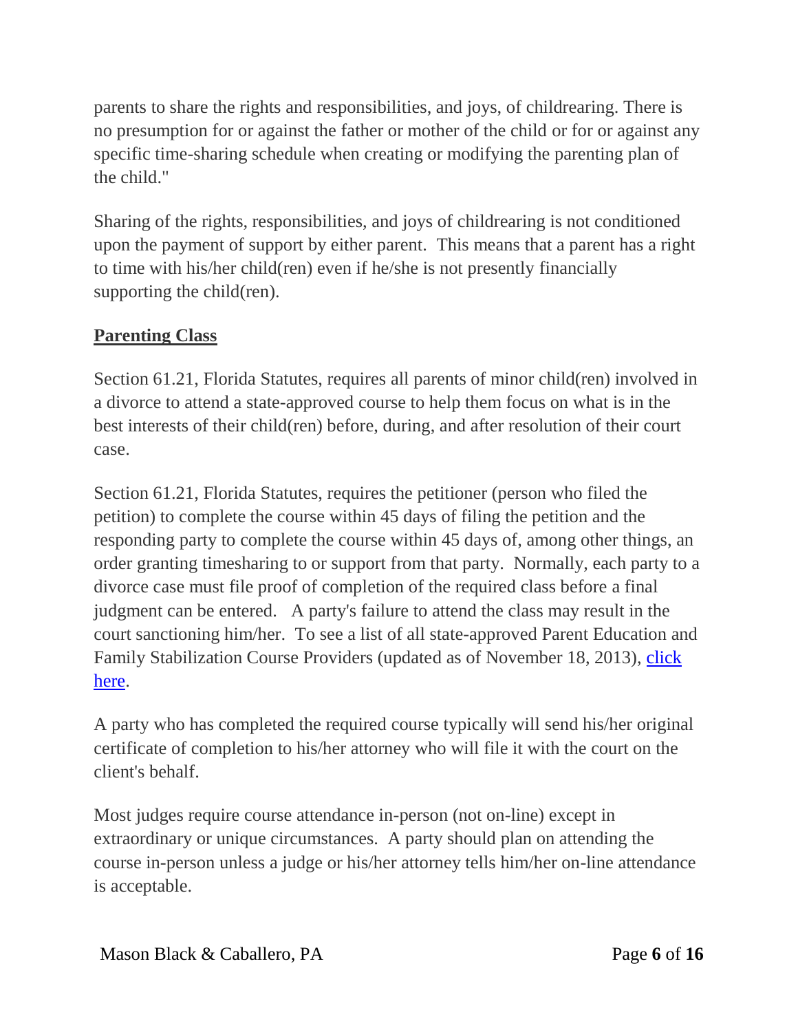parents to share the rights and responsibilities, and joys, of childrearing. There is no presumption for or against the father or mother of the child or for or against any specific time-sharing schedule when creating or modifying the parenting plan of the child."

Sharing of the rights, responsibilities, and joys of childrearing is not conditioned upon the payment of support by either parent. This means that a parent has a right to time with his/her child(ren) even if he/she is not presently financially supporting the child(ren).

## **Parenting Class**

Section 61.21, Florida Statutes, requires all parents of minor child(ren) involved in a divorce to attend a state-approved course to help them focus on what is in the best interests of their child(ren) before, during, and after resolution of their court case.

Section 61.21, Florida Statutes, requires the petitioner (person who filed the petition) to complete the course within 45 days of filing the petition and the responding party to complete the course within 45 days of, among other things, an order granting timesharing to or support from that party. Normally, each party to a divorce case must file proof of completion of the required class before a final judgment can be entered. A party's failure to attend the class may result in the court sanctioning him/her. To see a list of all state-approved Parent Education and Family Stabilization Course Providers (updated as of November 18, 2013), click here.

A party who has completed the required course typically will send his/her original certificate of completion to his/her attorney who will file it with the court on the client's behalf.

Most judges require course attendance in-person (not on-line) except in extraordinary or unique circumstances. A party should plan on attending the course in-person unless a judge or his/her attorney tells him/her on-line attendance is acceptable.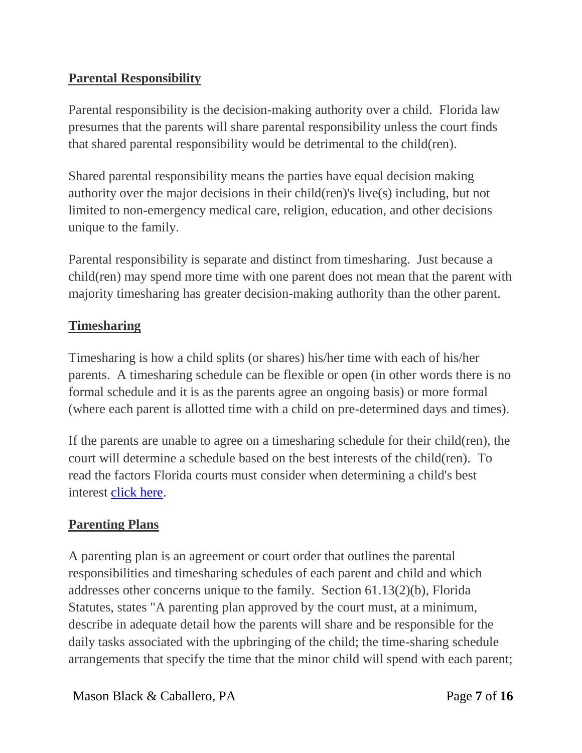## Parental Responsibility

Parental responsibility is the decision-making authority over a child. Florida law presumes that the parents will share parental responsibility unless the court finds that shared parental responsibility would be detrimental to the child(ren).

Shared parental responsibility means the parties have equal decision making authority over the major decisions in their child(ren)'s live(s) including, but not limited to non-emergency medical care, religion, education, and other decisions unique to the family.

Parental responsibility is separate and distinct from timesharing. Just because a child(ren) may spend more time with one parent does not mean that the parent with majority timesharing has greater decision-making authority than the other parent.

## Timesharing

Timesharing is how a child splits (or shares) his/her time with each of his/her parents. A timesharing schedule can be flexible or open (in other words there is no formal schedule and it is as the parents agree an ongoing basis) or more formal (where each parent is allotted time with a child on pre-determined days and times).

If the parents are unable to agree on a timesharing schedule for their child(ren), the court will determine a schedule based on the best interests of the child(ren). To read the factors Florida courts must consider when determining a child's best interest click here.

## Parenting Plans

A parenting plan is an agreement or court order that outlines the parental responsibilities and timesharing schedules of each parent and child and which addresses other concerns unique to the family. Section 61.13(2)(b), Florida Statutes, states "A parenting plan approved by the court must, at a minimum, describe in adequate detail how the parents will share and be responsible for the daily tasks associated with the upbringing of the child; the time-sharing schedule arrangements that specify the time that the minor child will spend with each parent;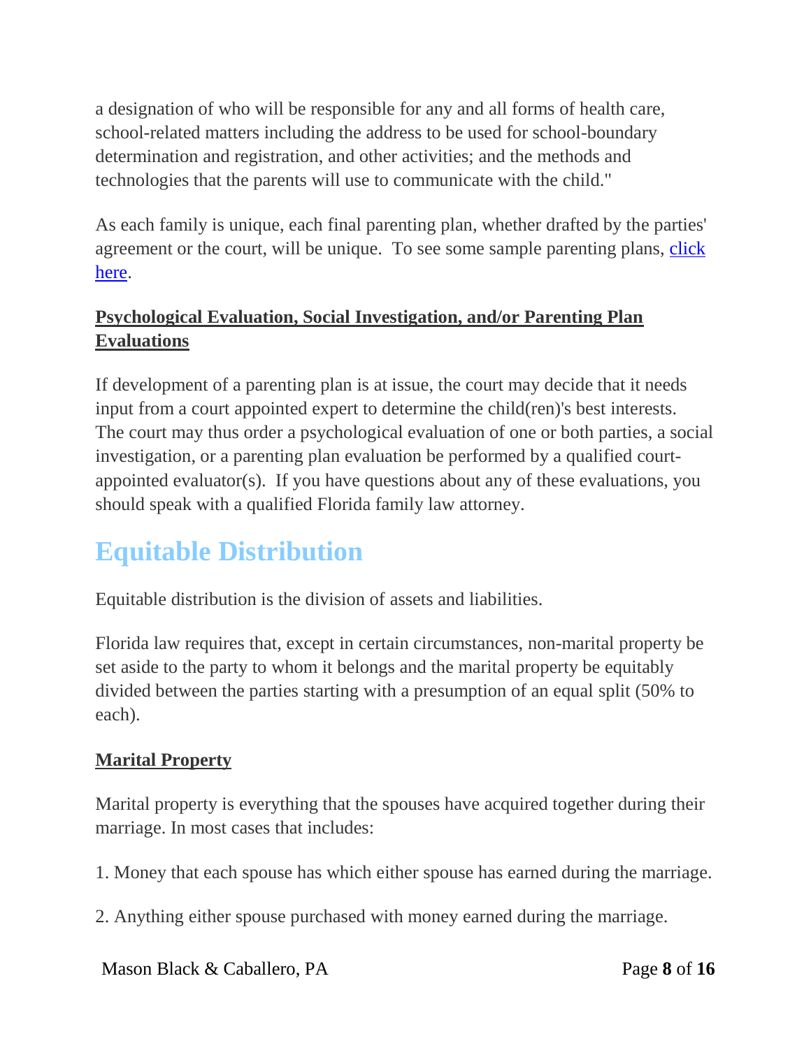a designation of who will be responsible for any and all forms of health care, school-related matters including the address to be used for school-boundary determination and registration, and other activities; and the methods and technologies that the parents will use to communicate with the child."

As each family is unique, each final parenting plan, whether drafted by the parties' agreement or the court, will be unique. To see some sample parenting plans, [click here](#).

**Psychological Evaluation, Social Investigation, and/or Parenting Plan Evaluations**

If development of a parenting plan is at issue, the court may decide that it needs input from a court appointed expert to determine the child(ren)'s best interests. The court may thus order a psychological evaluation of one or both parties, a social investigation, or a parenting plan evaluation be performed by a qualified court-appointed evaluator(s). If you have questions about any of these evaluations, you should speak with a qualified Florida family law attorney.

# Equitable Distribution

Equitable distribution is the division of assets and liabilities.

Florida law requires that, except in certain circumstances, non-marital property be set aside to the party to whom it belongs and the marital property be equitably divided between the parties starting with a presumption of an equal split (50% to each).

**Marital Property**

Marital property is everything that the spouses have acquired together during their marriage. In most cases that includes:

1. Money that each spouse has which either spouse has earned during the marriage.

2. Anything either spouse purchased with money earned during the marriage.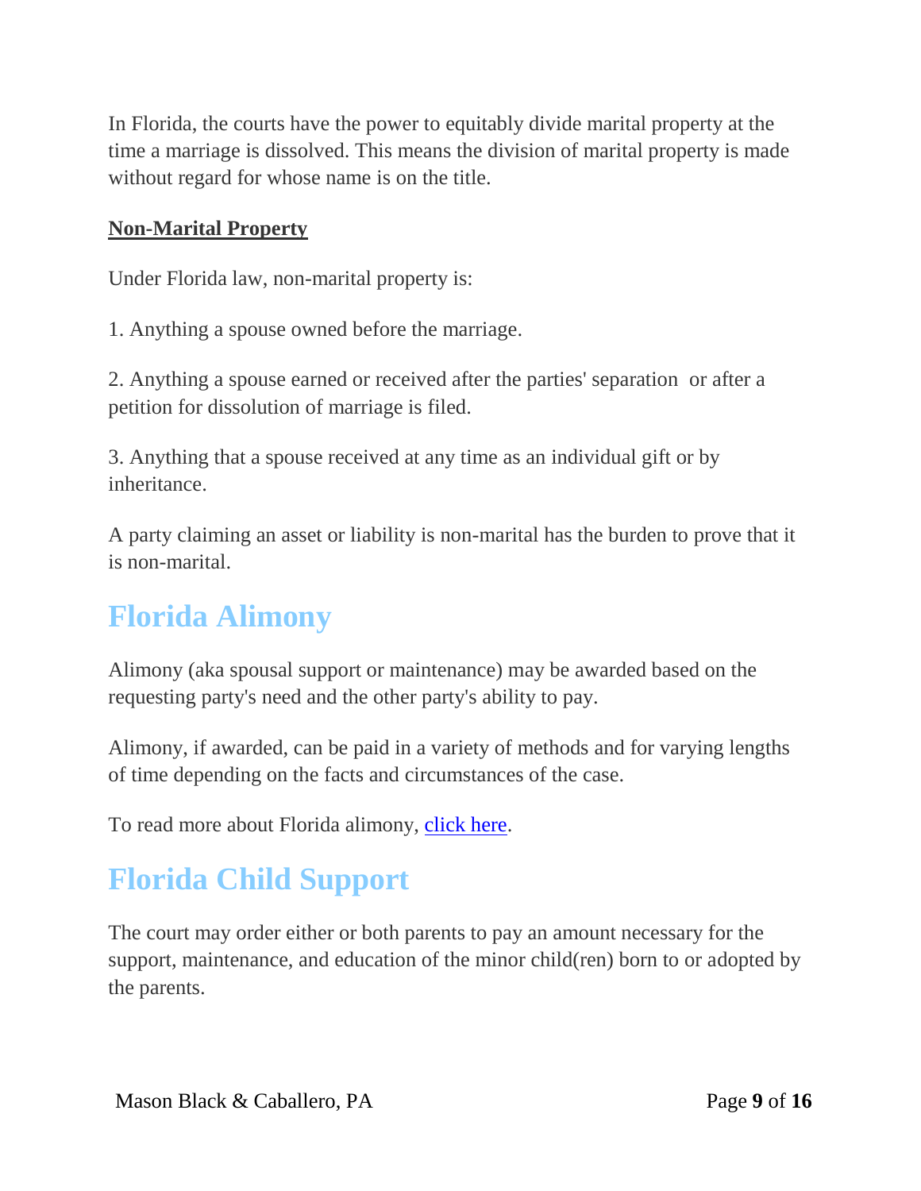In Florida, the courts have the power to equitably divide marital property at the time a marriage is dissolved. This means the division of marital property is made without regard for whose name is on the title.

**Non-Marital Property**

Under Florida law, non-marital property is:

1. Anything a spouse owned before the marriage.

2. Anything a spouse earned or received after the parties' separation or after a petition for dissolution of marriage is filed.

3. Anything that a spouse received at any time as an individual gift or by inheritance.

A party claiming an asset or liability is non-marital has the burden to prove that it is non-marital.

## Florida Alimony

Alimony (aka spousal support or maintenance) may be awarded based on the requesting party's need and the other party's ability to pay.

Alimony, if awarded, can be paid in a variety of methods and for varying lengths of time depending on the facts and circumstances of the case.

To read more about Florida alimony, click here.

## Florida Child Support

The court may order either or both parents to pay an amount necessary for the support, maintenance, and education of the minor child(ren) born to or adopted by the parents.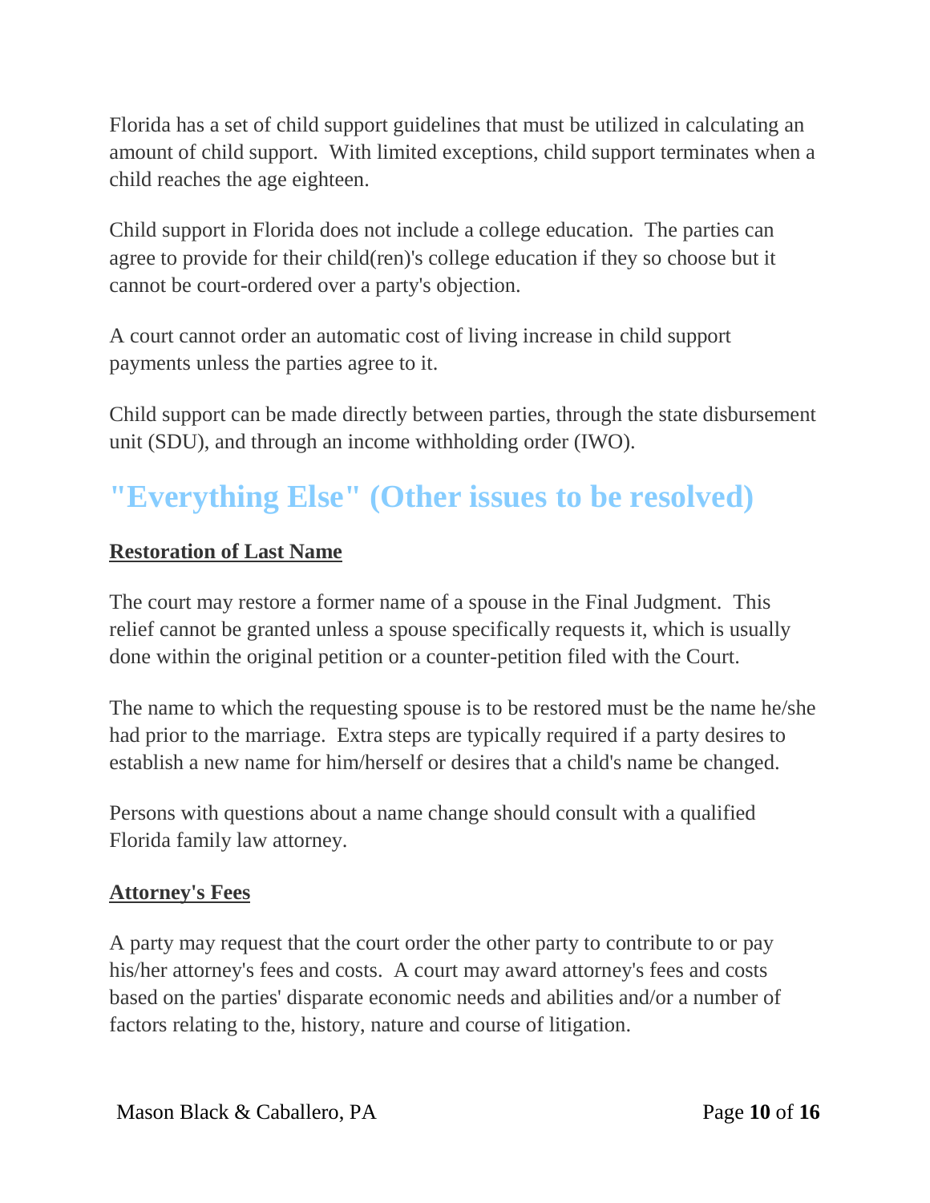Florida has a set of child support guidelines that must be utilized in calculating an amount of child support. With limited exceptions, child support terminates when a child reaches the age eighteen.

Child support in Florida does not include a college education. The parties can agree to provide for their child(ren)'s college education if they so choose but it cannot be court-ordered over a party's objection.

A court cannot order an automatic cost of living increase in child support payments unless the parties agree to it.

Child support can be made directly between parties, through the state disbursement unit (SDU), and through an income withholding order (IWO).

## "Everything Else" (Other issues to be resolved)

**Restoration of Last Name**

The court may restore a former name of a spouse in the Final Judgment. This relief cannot be granted unless a spouse specifically requests it, which is usually done within the original petition or a counter-petition filed with the Court.

The name to which the requesting spouse is to be restored must be the name he/she had prior to the marriage. Extra steps are typically required if a party desires to establish a new name for him/herself or desires that a child's name be changed.

Persons with questions about a name change should consult with a qualified Florida family law attorney.

**Attorney's Fees**

A party may request that the court order the other party to contribute to or pay his/her attorney's fees and costs. A court may award attorney's fees and costs based on the parties' disparate economic needs and abilities and/or a number of factors relating to the, history, nature and course of litigation.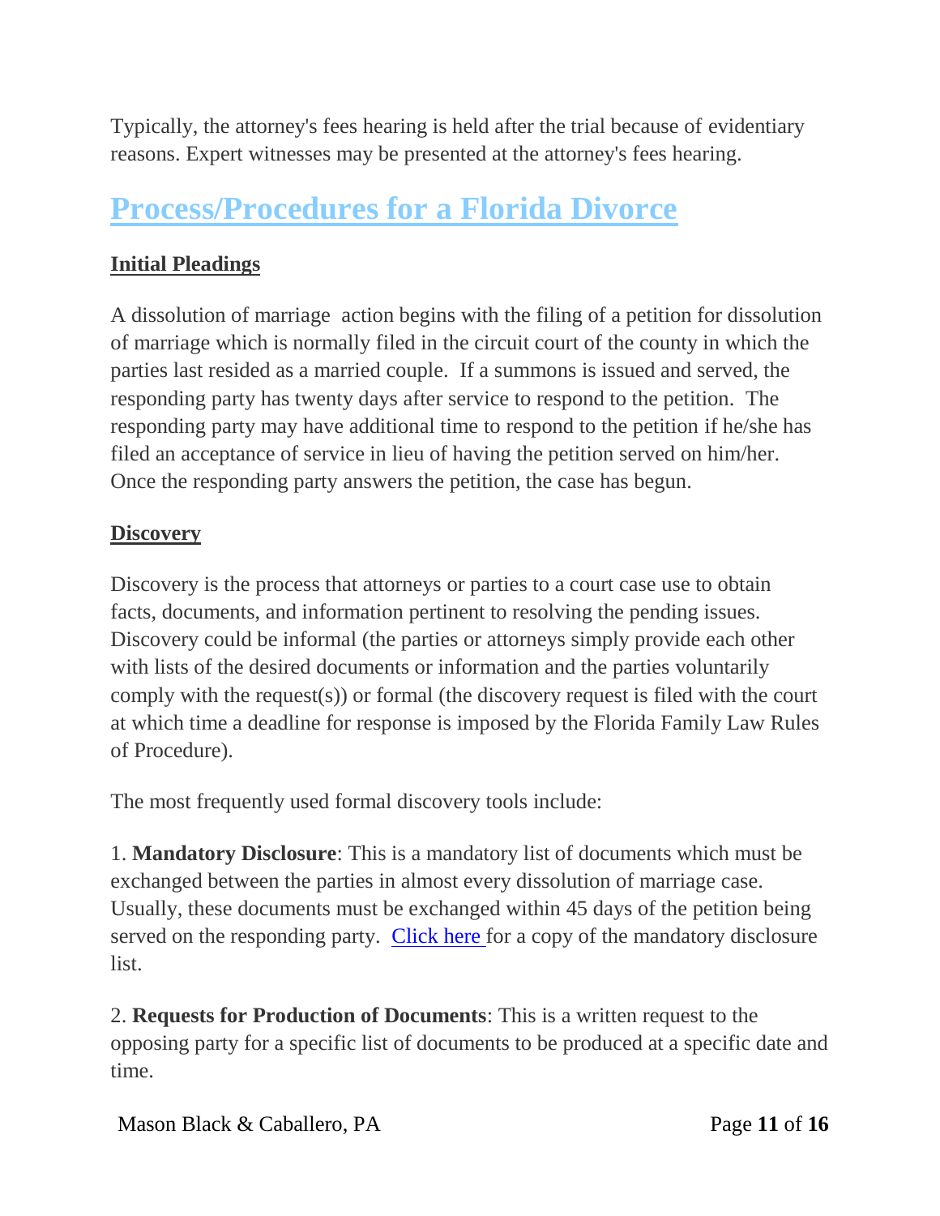Typically, the attorney's fees hearing is held after the trial because of evidentiary reasons. Expert witnesses may be presented at the attorney's fees hearing.

# Process/Procedures for a Florida Divorce

### Initial Pleadings

A dissolution of marriage action begins with the filing of a petition for dissolution of marriage which is normally filed in the circuit court of the county in which the parties last resided as a married couple. If a summons is issued and served, the responding party has twenty days after service to respond to the petition. The responding party may have additional time to respond to the petition if he/she has filed an acceptance of service in lieu of having the petition served on him/her. Once the responding party answers the petition, the case has begun.

### Discovery

Discovery is the process that attorneys or parties to a court case use to obtain facts, documents, and information pertinent to resolving the pending issues. Discovery could be informal (the parties or attorneys simply provide each other with lists of the desired documents or information and the parties voluntarily comply with the request(s)) or formal (the discovery request is filed with the court at which time a deadline for response is imposed by the Florida Family Law Rules of Procedure).

The most frequently used formal discovery tools include:

1. **Mandatory Disclosure**: This is a mandatory list of documents which must be exchanged between the parties in almost every dissolution of marriage case. Usually, these documents must be exchanged within 45 days of the petition being served on the responding party. Click here for a copy of the mandatory disclosure list.

2. **Requests for Production of Documents**: This is a written request to the opposing party for a specific list of documents to be produced at a specific date and time.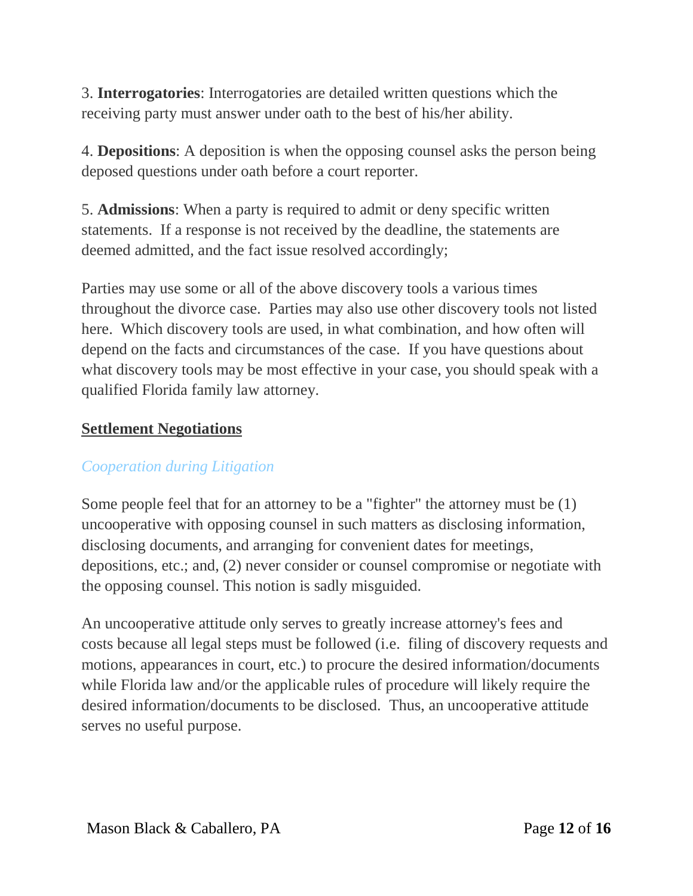3. **Interrogatories**: Interrogatories are detailed written questions which the receiving party must answer under oath to the best of his/her ability.

4. **Depositions**: A deposition is when the opposing counsel asks the person being deposed questions under oath before a court reporter.

5. **Admissions**: When a party is required to admit or deny specific written statements. If a response is not received by the deadline, the statements are deemed admitted, and the fact issue resolved accordingly;

Parties may use some or all of the above discovery tools a various times throughout the divorce case. Parties may also use other discovery tools not listed here. Which discovery tools are used, in what combination, and how often will depend on the facts and circumstances of the case. If you have questions about what discovery tools may be most effective in your case, you should speak with a qualified Florida family law attorney.

## Settlement Negotiations

### *Cooperation during Litigation*

Some people feel that for an attorney to be a "fighter" the attorney must be (1) uncooperative with opposing counsel in such matters as disclosing information, disclosing documents, and arranging for convenient dates for meetings, depositions, etc.; and, (2) never consider or counsel compromise or negotiate with the opposing counsel. This notion is sadly misguided.

An uncooperative attitude only serves to greatly increase attorney's fees and costs because all legal steps must be followed (i.e. filing of discovery requests and motions, appearances in court, etc.) to procure the desired information/documents while Florida law and/or the applicable rules of procedure will likely require the desired information/documents to be disclosed. Thus, an uncooperative attitude serves no useful purpose.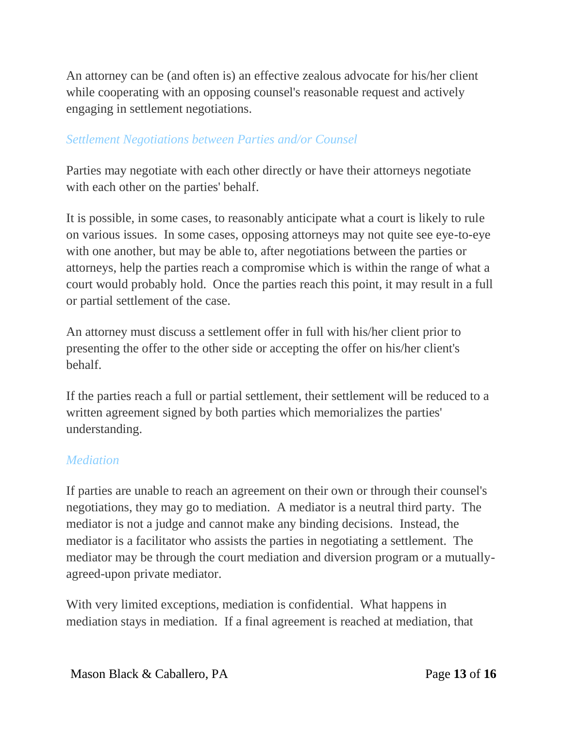An attorney can be (and often is) an effective zealous advocate for his/her client while cooperating with an opposing counsel's reasonable request and actively engaging in settlement negotiations.

### *Settlement Negotiations between Parties and/or Counsel*

Parties may negotiate with each other directly or have their attorneys negotiate with each other on the parties' behalf.

It is possible, in some cases, to reasonably anticipate what a court is likely to rule on various issues. In some cases, opposing attorneys may not quite see eye-to-eye with one another, but may be able to, after negotiations between the parties or attorneys, help the parties reach a compromise which is within the range of what a court would probably hold. Once the parties reach this point, it may result in a full or partial settlement of the case.

An attorney must discuss a settlement offer in full with his/her client prior to presenting the offer to the other side or accepting the offer on his/her client's behalf.

If the parties reach a full or partial settlement, their settlement will be reduced to a written agreement signed by both parties which memorializes the parties' understanding.

### *Mediation*

If parties are unable to reach an agreement on their own or through their counsel's negotiations, they may go to mediation. A mediator is a neutral third party. The mediator is not a judge and cannot make any binding decisions. Instead, the mediator is a facilitator who assists the parties in negotiating a settlement. The mediator may be through the court mediation and diversion program or a mutually-agreed-upon private mediator.

With very limited exceptions, mediation is confidential. What happens in mediation stays in mediation. If a final agreement is reached at mediation, that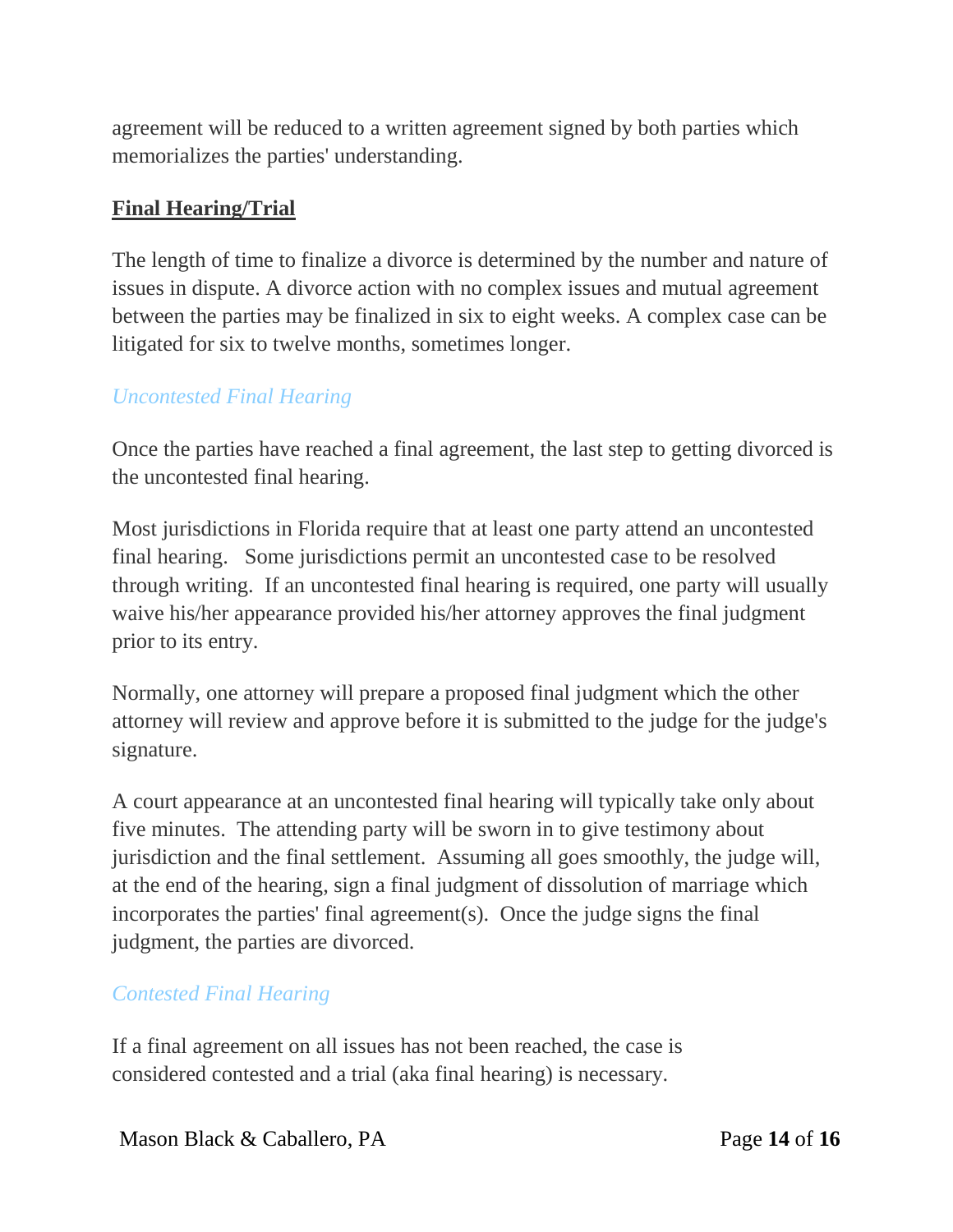agreement will be reduced to a written agreement signed by both parties which memorializes the parties' understanding.

## Final Hearing/Trial

The length of time to finalize a divorce is determined by the number and nature of issues in dispute. A divorce action with no complex issues and mutual agreement between the parties may be finalized in six to eight weeks. A complex case can be litigated for six to twelve months, sometimes longer.

### *Uncontested Final Hearing*

Once the parties have reached a final agreement, the last step to getting divorced is the uncontested final hearing.

Most jurisdictions in Florida require that at least one party attend an uncontested final hearing. Some jurisdictions permit an uncontested case to be resolved through writing. If an uncontested final hearing is required, one party will usually waive his/her appearance provided his/her attorney approves the final judgment prior to its entry.

Normally, one attorney will prepare a proposed final judgment which the other attorney will review and approve before it is submitted to the judge for the judge's signature.

A court appearance at an uncontested final hearing will typically take only about five minutes. The attending party will be sworn in to give testimony about jurisdiction and the final settlement. Assuming all goes smoothly, the judge will, at the end of the hearing, sign a final judgment of dissolution of marriage which incorporates the parties' final agreement(s). Once the judge signs the final judgment, the parties are divorced.

### *Contested Final Hearing*

If a final agreement on all issues has not been reached, the case is considered contested and a trial (aka final hearing) is necessary.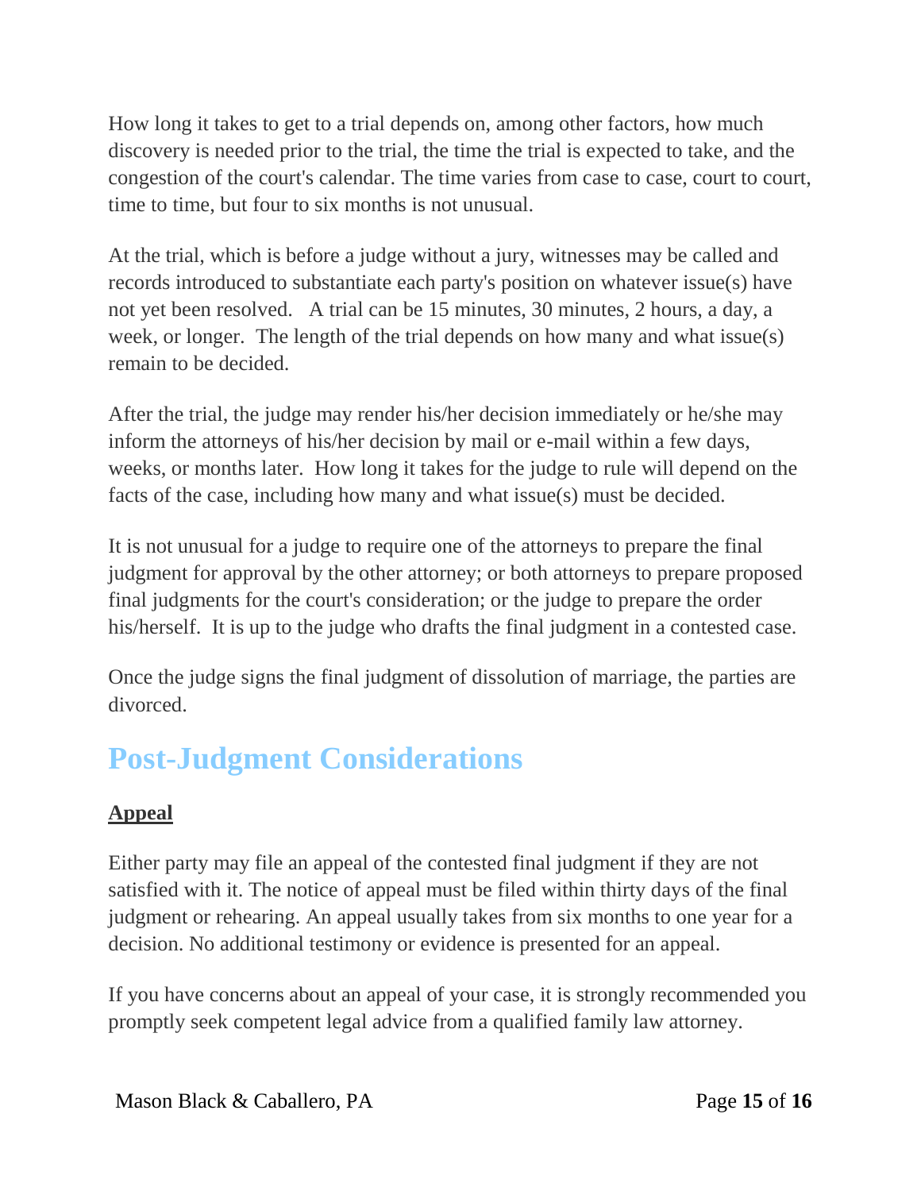How long it takes to get to a trial depends on, among other factors, how much discovery is needed prior to the trial, the time the trial is expected to take, and the congestion of the court's calendar. The time varies from case to case, court to court, time to time, but four to six months is not unusual.

At the trial, which is before a judge without a jury, witnesses may be called and records introduced to substantiate each party's position on whatever issue(s) have not yet been resolved. A trial can be 15 minutes, 30 minutes, 2 hours, a day, a week, or longer. The length of the trial depends on how many and what issue(s) remain to be decided.

After the trial, the judge may render his/her decision immediately or he/she may inform the attorneys of his/her decision by mail or e-mail within a few days, weeks, or months later. How long it takes for the judge to rule will depend on the facts of the case, including how many and what issue(s) must be decided.

It is not unusual for a judge to require one of the attorneys to prepare the final judgment for approval by the other attorney; or both attorneys to prepare proposed final judgments for the court's consideration; or the judge to prepare the order his/herself. It is up to the judge who drafts the final judgment in a contested case.

Once the judge signs the final judgment of dissolution of marriage, the parties are divorced.

## Post-Judgment Considerations

**Appeal**

Either party may file an appeal of the contested final judgment if they are not satisfied with it. The notice of appeal must be filed within thirty days of the final judgment or rehearing. An appeal usually takes from six months to one year for a decision. No additional testimony or evidence is presented for an appeal.

If you have concerns about an appeal of your case, it is strongly recommended you promptly seek competent legal advice from a qualified family law attorney.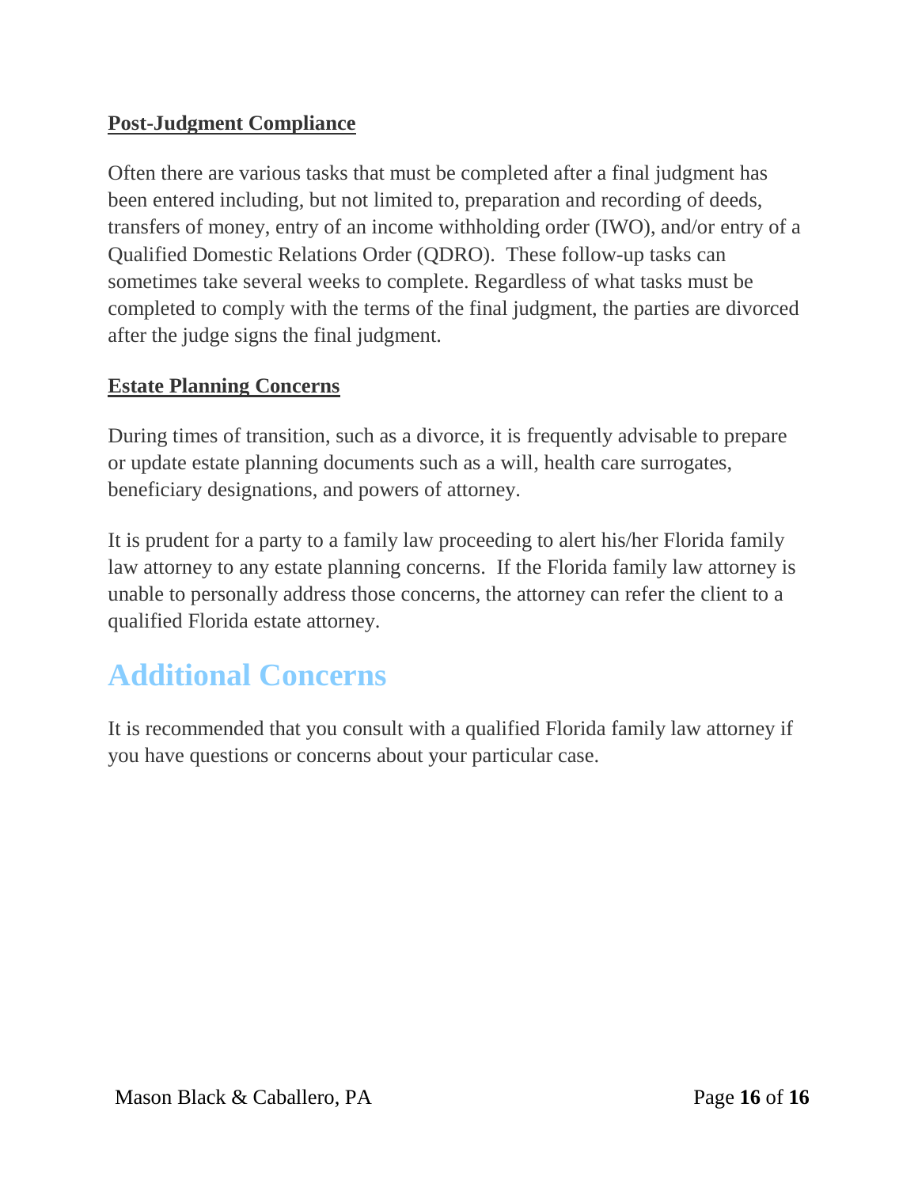**Post-Judgment Compliance**

Often there are various tasks that must be completed after a final judgment has been entered including, but not limited to, preparation and recording of deeds, transfers of money, entry of an income withholding order (IWO), and/or entry of a Qualified Domestic Relations Order (QDRO). These follow-up tasks can sometimes take several weeks to complete. Regardless of what tasks must be completed to comply with the terms of the final judgment, the parties are divorced after the judge signs the final judgment.

**Estate Planning Concerns**

During times of transition, such as a divorce, it is frequently advisable to prepare or update estate planning documents such as a will, health care surrogates, beneficiary designations, and powers of attorney.

It is prudent for a party to a family law proceeding to alert his/her Florida family law attorney to any estate planning concerns. If the Florida family law attorney is unable to personally address those concerns, the attorney can refer the client to a qualified Florida estate attorney.

# Additional Concerns

It is recommended that you consult with a qualified Florida family law attorney if you have questions or concerns about your particular case.